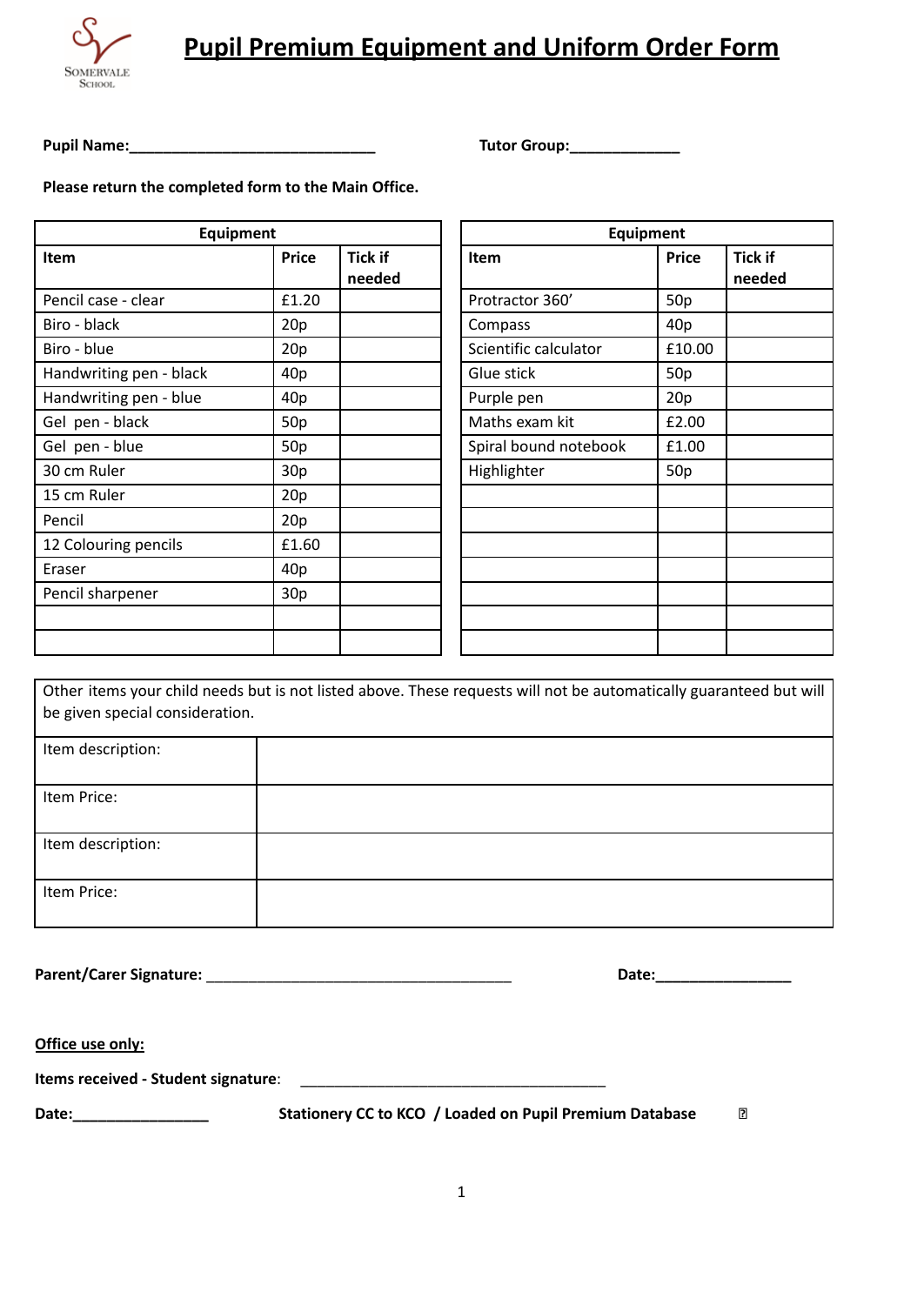# Pupil Premium Equipment and Uniform Order Form

**Pupil Name:**______________________________ **Tutor Group:**_____________

**Please return the completed form to the Main Office.**

| Equipment | | |
|---|---|---|
| **Item** | **Price** | **Tick if needed** |
| Pencil case - clear | £1.20 | |
| Biro - black | 20p | |
| Biro - blue | 20p | |
| Handwriting pen - black | 40p | |
| Handwriting pen - blue | 40p | |
| Gel pen - black | 50p | |
| Gel pen - blue | 50p | |
| 30 cm Ruler | 30p | |
| 15 cm Ruler | 20p | |
| Pencil | 20p | |
| 12 Colouring pencils | £1.60 | |
| Eraser | 40p | |
| Pencil sharpener | 30p | |
| | | |
| | | |

| Equipment | | |
|---|---|---|
| **Item** | **Price** | **Tick if needed** |
| Protractor 360’ | 50p | |
| Compass | 40p | |
| Scientific calculator | £10.00 | |
| Glue stick | 50p | |
| Purple pen | 20p | |
| Maths exam kit | £2.00 | |
| Spiral bound notebook | £1.00 | |
| Highlighter | 50p | |
| | | |
| | | |
| | | |
| | | |
| | | |
| | | |
| | | |

| Other items your child needs but is not listed above. These requests will not be automatically guaranteed but will be given special consideration. | |
|---|---|
| Item description: | |
| Item Price: | |
| Item description: | |
| Item Price: | |

**Parent/Carer Signature:** ____________________________________ **Date:**________________

**Office use only:**

**Items received - Student signature**: ______________________________________

**Date:**________________ **Stationery CC to KCO / Loaded on Pupil Premium Database** ☐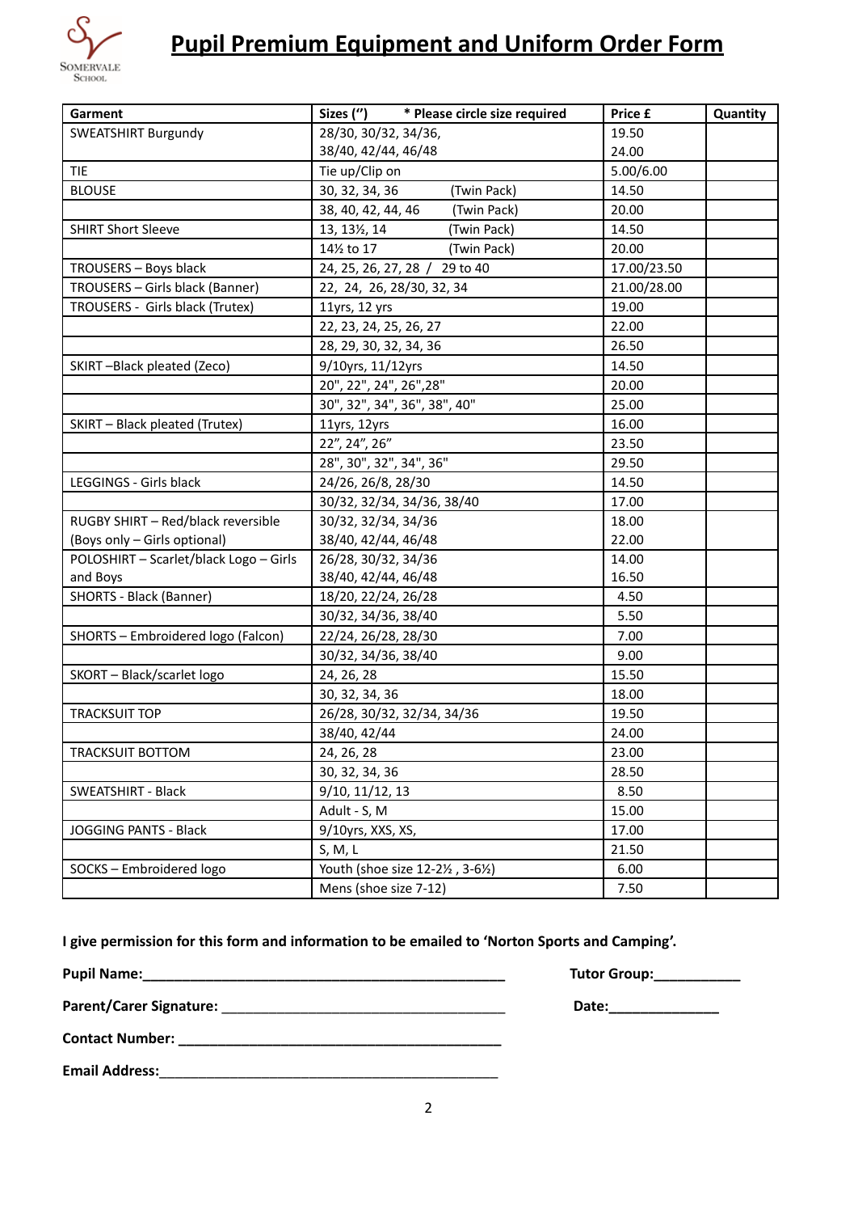# Pupil Premium Equipment and Uniform Order Form

| Garment | Sizes (") * Please circle size required | Price £ | Quantity |
|---|---|---|---|
| SWEATSHIRT Burgundy | 28/30, 30/32, 34/36, | 19.50 | |
| | 38/40, 42/44, 46/48 | 24.00 | |
| TIE | Tie up/Clip on | 5.00/6.00 | |
| BLOUSE | 30, 32, 34, 36 (Twin Pack) | 14.50 | |
| | 38, 40, 42, 44, 46 (Twin Pack) | 20.00 | |
| SHIRT Short Sleeve | 13, 13½, 14 (Twin Pack) | 14.50 | |
| | 14½ to 17 (Twin Pack) | 20.00 | |
| TROUSERS – Boys black | 24, 25, 26, 27, 28 / 29 to 40 | 17.00/23.50 | |
| TROUSERS – Girls black (Banner) | 22, 24, 26, 28/30, 32, 34 | 21.00/28.00 | |
| TROUSERS - Girls black (Trutex) | 11yrs, 12 yrs | 19.00 | |
| | 22, 23, 24, 25, 26, 27 | 22.00 | |
| | 28, 29, 30, 32, 34, 36 | 26.50 | |
| SKIRT –Black pleated (Zeco) | 9/10yrs, 11/12yrs | 14.50 | |
| | 20", 22", 24", 26",28" | 20.00 | |
| | 30", 32", 34", 36", 38", 40" | 25.00 | |
| SKIRT – Black pleated (Trutex) | 11yrs, 12yrs | 16.00 | |
| | 22", 24", 26" | 23.50 | |
| | 28", 30", 32", 34", 36" | 29.50 | |
| LEGGINGS - Girls black | 24/26, 26/8, 28/30 | 14.50 | |
| | 30/32, 32/34, 34/36, 38/40 | 17.00 | |
| RUGBY SHIRT – Red/black reversible | 30/32, 32/34, 34/36 | 18.00 | |
| (Boys only – Girls optional) | 38/40, 42/44, 46/48 | 22.00 | |
| POLOSHIRT – Scarlet/black Logo – Girls | 26/28, 30/32, 34/36 | 14.00 | |
| and Boys | 38/40, 42/44, 46/48 | 16.50 | |
| SHORTS - Black (Banner) | 18/20, 22/24, 26/28 | 4.50 | |
| | 30/32, 34/36, 38/40 | 5.50 | |
| SHORTS – Embroidered logo (Falcon) | 22/24, 26/28, 28/30 | 7.00 | |
| | 30/32, 34/36, 38/40 | 9.00 | |
| SKORT – Black/scarlet logo | 24, 26, 28 | 15.50 | |
| | 30, 32, 34, 36 | 18.00 | |
| TRACKSUIT TOP | 26/28, 30/32, 32/34, 34/36 | 19.50 | |
| | 38/40, 42/44 | 24.00 | |
| TRACKSUIT BOTTOM | 24, 26, 28 | 23.00 | |
| | 30, 32, 34, 36 | 28.50 | |
| SWEATSHIRT - Black | 9/10, 11/12, 13 | 8.50 | |
| | Adult - S, M | 15.00 | |
| JOGGING PANTS - Black | 9/10yrs, XXS, XS, | 17.00 | |
| | S, M, L | 21.50 | |
| SOCKS – Embroidered logo | Youth (shoe size 12-2½ , 3-6½) | 6.00 | |
| | Mens (shoe size 7-12) | 7.50 | |

**I give permission for this form and information to be emailed to 'Norton Sports and Camping'.**

**Pupil Name:**_______________________________________________ **Tutor Group:**___________

**Parent/Carer Signature:** _____________________________________ **Date:**______________

**Contact Number:** __________________________________________

**Email Address:**_____________________________________________